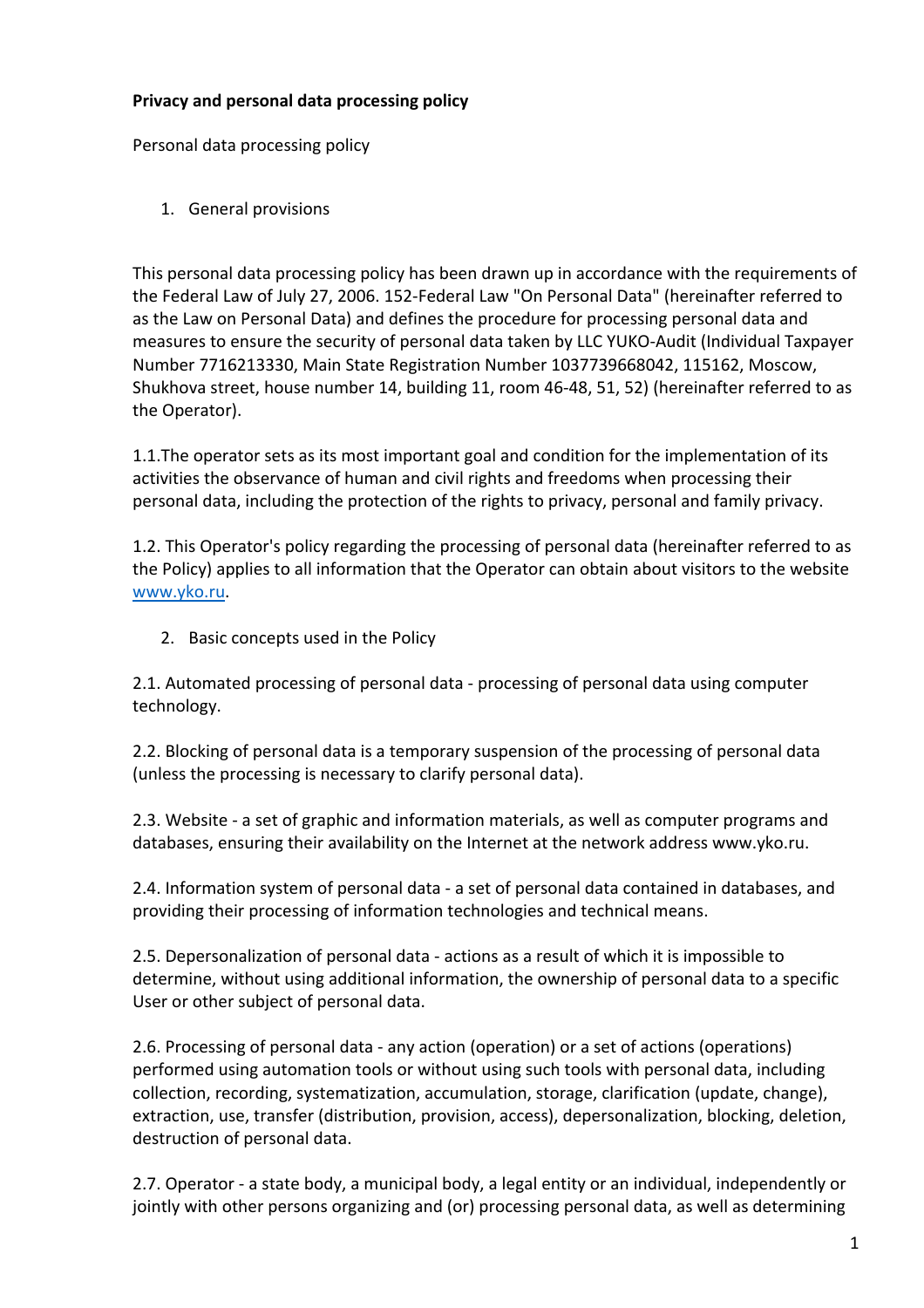**Privacy and personal data processing policy**

Personal data processing policy

1. General provisions

This personal data processing policy has been drawn up in accordance with the requirements of the Federal Law of July 27, 2006. 152-Federal Law "On Personal Data" (hereinafter referred to as the Law on Personal Data) and defines the procedure for processing personal data and measures to ensure the security of personal data taken by LLC YUKO-Audit (Individual Taxpayer Number 7716213330, Main State Registration Number 1037739668042, 115162, Moscow, Shukhova street, house number 14, building 11, room 46-48, 51, 52) (hereinafter referred to as the Operator).

1.1.The operator sets as its most important goal and condition for the implementation of its activities the observance of human and civil rights and freedoms when processing their personal data, including the protection of the rights to privacy, personal and family privacy.

1.2. This Operator's policy regarding the processing of personal data (hereinafter referred to as the Policy) applies to all information that the Operator can obtain about visitors to the website [www.yko.ru](http://www.yko.ru).

2. Basic concepts used in the Policy

2.1. Automated processing of personal data - processing of personal data using computer technology.

2.2. Blocking of personal data is a temporary suspension of the processing of personal data (unless the processing is necessary to clarify personal data).

2.3. Website - a set of graphic and information materials, as well as computer programs and databases, ensuring their availability on the Internet at the network address www.yko.ru.

2.4. Information system of personal data - a set of personal data contained in databases, and providing their processing of information technologies and technical means.

2.5. Depersonalization of personal data - actions as a result of which it is impossible to determine, without using additional information, the ownership of personal data to a specific User or other subject of personal data.

2.6. Processing of personal data - any action (operation) or a set of actions (operations) performed using automation tools or without using such tools with personal data, including collection, recording, systematization, accumulation, storage, clarification (update, change), extraction, use, transfer (distribution, provision, access), depersonalization, blocking, deletion, destruction of personal data.

2.7. Operator - a state body, a municipal body, a legal entity or an individual, independently or jointly with other persons organizing and (or) processing personal data, as well as determining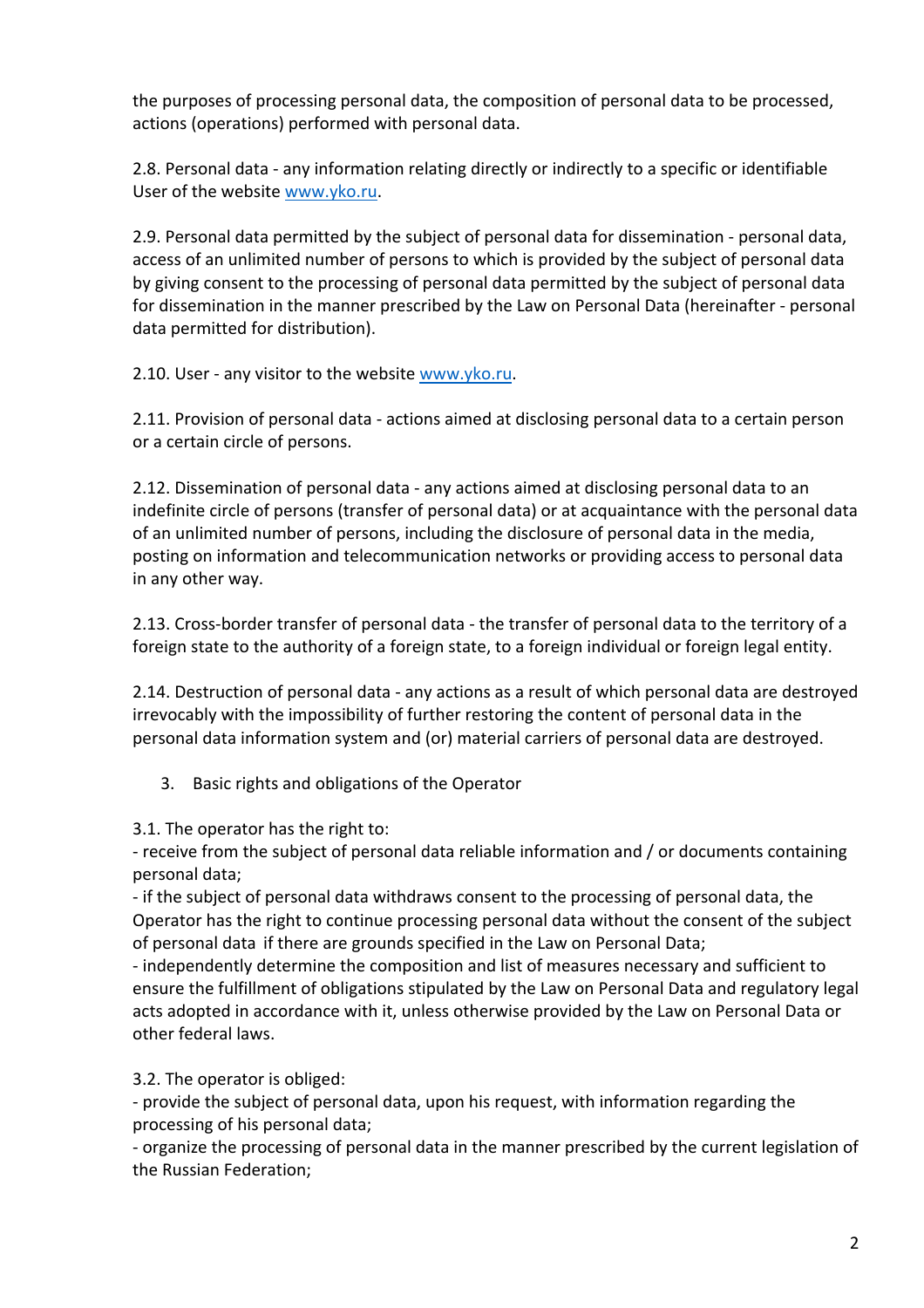the purposes of processing personal data, the composition of personal data to be processed, actions (operations) performed with personal data.

2.8. Personal data - any information relating directly or indirectly to a specific or identifiable User of the website www.yko.ru.

2.9. Personal data permitted by the subject of personal data for dissemination - personal data, access of an unlimited number of persons to which is provided by the subject of personal data by giving consent to the processing of personal data permitted by the subject of personal data for dissemination in the manner prescribed by the Law on Personal Data (hereinafter - personal data permitted for distribution).

2.10. User - any visitor to the website www.yko.ru.

2.11. Provision of personal data - actions aimed at disclosing personal data to a certain person or a certain circle of persons.

2.12. Dissemination of personal data - any actions aimed at disclosing personal data to an indefinite circle of persons (transfer of personal data) or at acquaintance with the personal data of an unlimited number of persons, including the disclosure of personal data in the media, posting on information and telecommunication networks or providing access to personal data in any other way.

2.13. Cross-border transfer of personal data - the transfer of personal data to the territory of a foreign state to the authority of a foreign state, to a foreign individual or foreign legal entity.

2.14. Destruction of personal data - any actions as a result of which personal data are destroyed irrevocably with the impossibility of further restoring the content of personal data in the personal data information system and (or) material carriers of personal data are destroyed.

## 3. Basic rights and obligations of the Operator

3.1. The operator has the right to:
- receive from the subject of personal data reliable information and / or documents containing personal data;
- if the subject of personal data withdraws consent to the processing of personal data, the Operator has the right to continue processing personal data without the consent of the subject of personal data if there are grounds specified in the Law on Personal Data;
- independently determine the composition and list of measures necessary and sufficient to ensure the fulfillment of obligations stipulated by the Law on Personal Data and regulatory legal acts adopted in accordance with it, unless otherwise provided by the Law on Personal Data or other federal laws.

3.2. The operator is obliged:
- provide the subject of personal data, upon his request, with information regarding the processing of his personal data;
- organize the processing of personal data in the manner prescribed by the current legislation of the Russian Federation;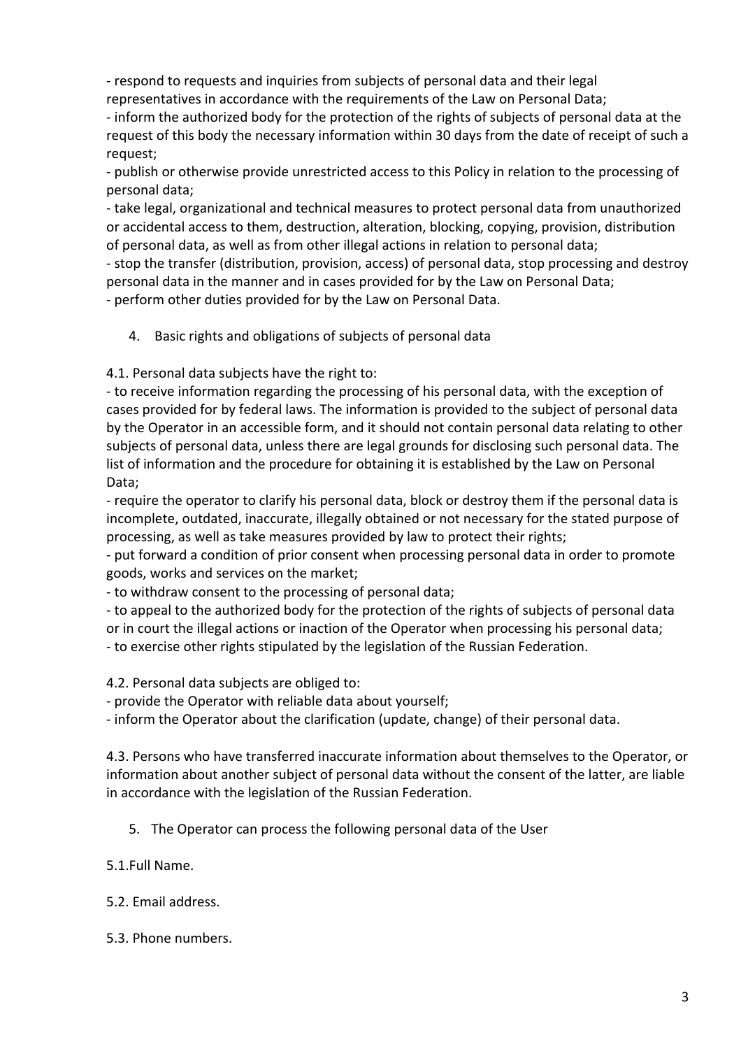- respond to requests and inquiries from subjects of personal data and their legal representatives in accordance with the requirements of the Law on Personal Data;
- inform the authorized body for the protection of the rights of subjects of personal data at the request of this body the necessary information within 30 days from the date of receipt of such a request;
- publish or otherwise provide unrestricted access to this Policy in relation to the processing of personal data;
- take legal, organizational and technical measures to protect personal data from unauthorized or accidental access to them, destruction, alteration, blocking, copying, provision, distribution of personal data, as well as from other illegal actions in relation to personal data;
- stop the transfer (distribution, provision, access) of personal data, stop processing and destroy personal data in the manner and in cases provided for by the Law on Personal Data;
- perform other duties provided for by the Law on Personal Data.

## 4. Basic rights and obligations of subjects of personal data

4.1. Personal data subjects have the right to:

- to receive information regarding the processing of his personal data, with the exception of cases provided for by federal laws. The information is provided to the subject of personal data by the Operator in an accessible form, and it should not contain personal data relating to other subjects of personal data, unless there are legal grounds for disclosing such personal data. The list of information and the procedure for obtaining it is established by the Law on Personal Data;
- require the operator to clarify his personal data, block or destroy them if the personal data is incomplete, outdated, inaccurate, illegally obtained or not necessary for the stated purpose of processing, as well as take measures provided by law to protect their rights;
- put forward a condition of prior consent when processing personal data in order to promote goods, works and services on the market;
- to withdraw consent to the processing of personal data;
- to appeal to the authorized body for the protection of the rights of subjects of personal data or in court the illegal actions or inaction of the Operator when processing his personal data;
- to exercise other rights stipulated by the legislation of the Russian Federation.

4.2. Personal data subjects are obliged to:

- provide the Operator with reliable data about yourself;
- inform the Operator about the clarification (update, change) of their personal data.

4.3. Persons who have transferred inaccurate information about themselves to the Operator, or information about another subject of personal data without the consent of the latter, are liable in accordance with the legislation of the Russian Federation.

## 5. The Operator can process the following personal data of the User

5.1.Full Name.

5.2. Email address.

5.3. Phone numbers.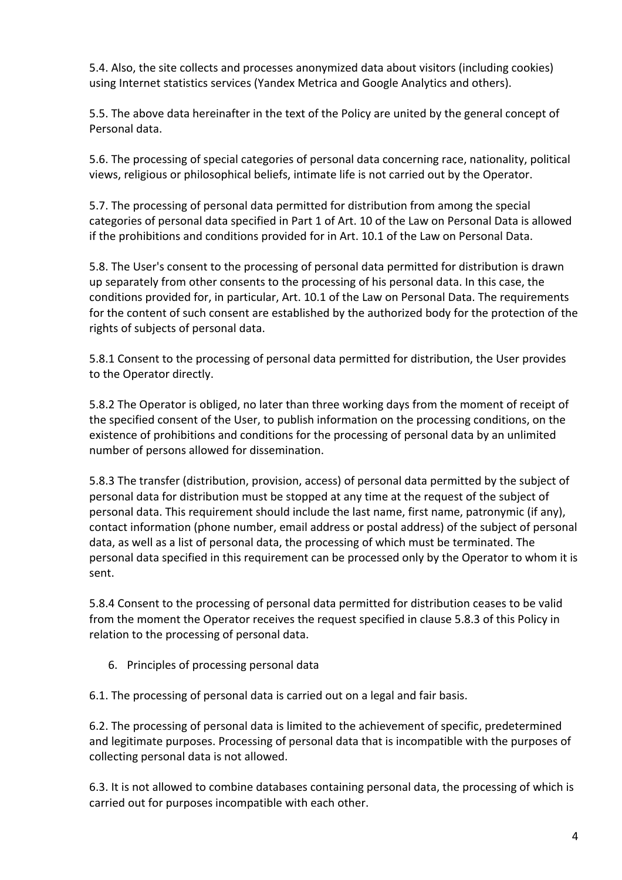5.4. Also, the site collects and processes anonymized data about visitors (including cookies) using Internet statistics services (Yandex Metrica and Google Analytics and others).

5.5. The above data hereinafter in the text of the Policy are united by the general concept of Personal data.

5.6. The processing of special categories of personal data concerning race, nationality, political views, religious or philosophical beliefs, intimate life is not carried out by the Operator.

5.7. The processing of personal data permitted for distribution from among the special categories of personal data specified in Part 1 of Art. 10 of the Law on Personal Data is allowed if the prohibitions and conditions provided for in Art. 10.1 of the Law on Personal Data.

5.8. The User's consent to the processing of personal data permitted for distribution is drawn up separately from other consents to the processing of his personal data. In this case, the conditions provided for, in particular, Art. 10.1 of the Law on Personal Data. The requirements for the content of such consent are established by the authorized body for the protection of the rights of subjects of personal data.

5.8.1 Consent to the processing of personal data permitted for distribution, the User provides to the Operator directly.

5.8.2 The Operator is obliged, no later than three working days from the moment of receipt of the specified consent of the User, to publish information on the processing conditions, on the existence of prohibitions and conditions for the processing of personal data by an unlimited number of persons allowed for dissemination.

5.8.3 The transfer (distribution, provision, access) of personal data permitted by the subject of personal data for distribution must be stopped at any time at the request of the subject of personal data. This requirement should include the last name, first name, patronymic (if any), contact information (phone number, email address or postal address) of the subject of personal data, as well as a list of personal data, the processing of which must be terminated. The personal data specified in this requirement can be processed only by the Operator to whom it is sent.

5.8.4 Consent to the processing of personal data permitted for distribution ceases to be valid from the moment the Operator receives the request specified in clause 5.8.3 of this Policy in relation to the processing of personal data.

6. Principles of processing personal data

6.1. The processing of personal data is carried out on a legal and fair basis.

6.2. The processing of personal data is limited to the achievement of specific, predetermined and legitimate purposes. Processing of personal data that is incompatible with the purposes of collecting personal data is not allowed.

6.3. It is not allowed to combine databases containing personal data, the processing of which is carried out for purposes incompatible with each other.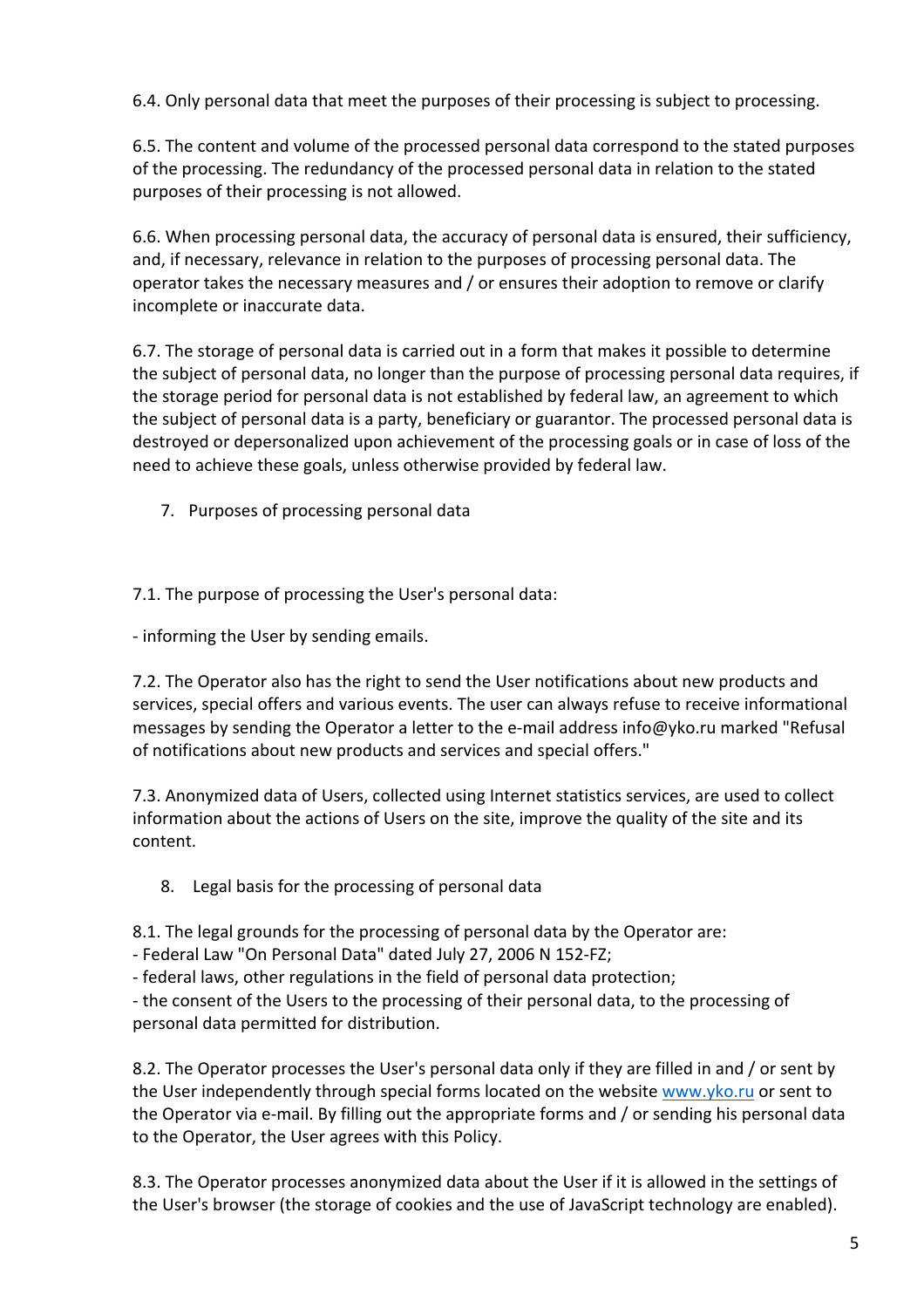6.4. Only personal data that meet the purposes of their processing is subject to processing.

6.5. The content and volume of the processed personal data correspond to the stated purposes of the processing. The redundancy of the processed personal data in relation to the stated purposes of their processing is not allowed.

6.6. When processing personal data, the accuracy of personal data is ensured, their sufficiency, and, if necessary, relevance in relation to the purposes of processing personal data. The operator takes the necessary measures and / or ensures their adoption to remove or clarify incomplete or inaccurate data.

6.7. The storage of personal data is carried out in a form that makes it possible to determine the subject of personal data, no longer than the purpose of processing personal data requires, if the storage period for personal data is not established by federal law, an agreement to which the subject of personal data is a party, beneficiary or guarantor. The processed personal data is destroyed or depersonalized upon achievement of the processing goals or in case of loss of the need to achieve these goals, unless otherwise provided by federal law.

## 7. Purposes of processing personal data

7.1. The purpose of processing the User's personal data:

- informing the User by sending emails.

7.2. The Operator also has the right to send the User notifications about new products and services, special offers and various events. The user can always refuse to receive informational messages by sending the Operator a letter to the e-mail address info@yko.ru marked "Refusal of notifications about new products and services and special offers."

7.3. Anonymized data of Users, collected using Internet statistics services, are used to collect information about the actions of Users on the site, improve the quality of the site and its content.

## 8. Legal basis for the processing of personal data

8.1. The legal grounds for the processing of personal data by the Operator are:
- Federal Law "On Personal Data" dated July 27, 2006 N 152-FZ;
- federal laws, other regulations in the field of personal data protection;
- the consent of the Users to the processing of their personal data, to the processing of personal data permitted for distribution.

8.2. The Operator processes the User's personal data only if they are filled in and / or sent by the User independently through special forms located on the website www.yko.ru or sent to the Operator via e-mail. By filling out the appropriate forms and / or sending his personal data to the Operator, the User agrees with this Policy.

8.3. The Operator processes anonymized data about the User if it is allowed in the settings of the User's browser (the storage of cookies and the use of JavaScript technology are enabled).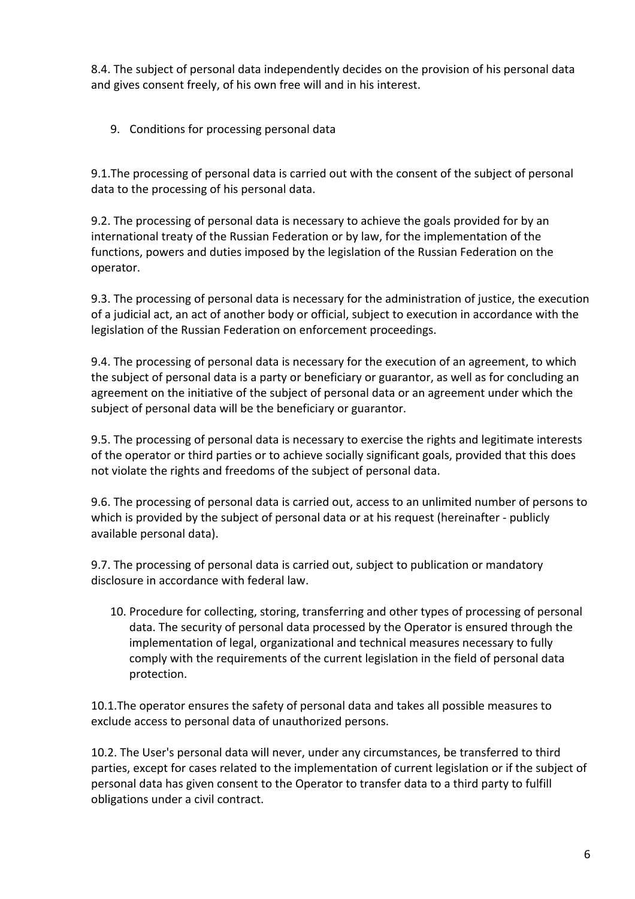8.4. The subject of personal data independently decides on the provision of his personal data and gives consent freely, of his own free will and in his interest.

## 9. Conditions for processing personal data

9.1.The processing of personal data is carried out with the consent of the subject of personal data to the processing of his personal data.

9.2. The processing of personal data is necessary to achieve the goals provided for by an international treaty of the Russian Federation or by law, for the implementation of the functions, powers and duties imposed by the legislation of the Russian Federation on the operator.

9.3. The processing of personal data is necessary for the administration of justice, the execution of a judicial act, an act of another body or official, subject to execution in accordance with the legislation of the Russian Federation on enforcement proceedings.

9.4. The processing of personal data is necessary for the execution of an agreement, to which the subject of personal data is a party or beneficiary or guarantor, as well as for concluding an agreement on the initiative of the subject of personal data or an agreement under which the subject of personal data will be the beneficiary or guarantor.

9.5. The processing of personal data is necessary to exercise the rights and legitimate interests of the operator or third parties or to achieve socially significant goals, provided that this does not violate the rights and freedoms of the subject of personal data.

9.6. The processing of personal data is carried out, access to an unlimited number of persons to which is provided by the subject of personal data or at his request (hereinafter - publicly available personal data).

9.7. The processing of personal data is carried out, subject to publication or mandatory disclosure in accordance with federal law.

## 10. Procedure for collecting, storing, transferring and other types of processing of personal data. The security of personal data processed by the Operator is ensured through the implementation of legal, organizational and technical measures necessary to fully comply with the requirements of the current legislation in the field of personal data protection.

10.1.The operator ensures the safety of personal data and takes all possible measures to exclude access to personal data of unauthorized persons.

10.2. The User's personal data will never, under any circumstances, be transferred to third parties, except for cases related to the implementation of current legislation or if the subject of personal data has given consent to the Operator to transfer data to a third party to fulfill obligations under a civil contract.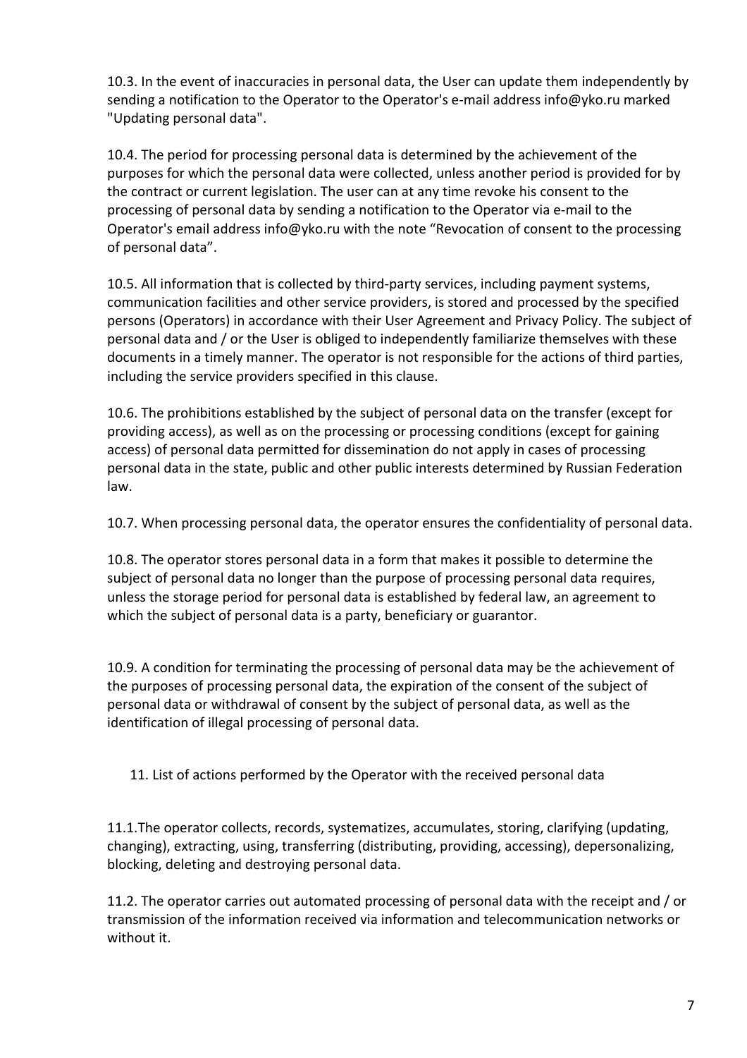10.3. In the event of inaccuracies in personal data, the User can update them independently by sending a notification to the Operator to the Operator's e-mail address info@yko.ru marked "Updating personal data".

10.4. The period for processing personal data is determined by the achievement of the purposes for which the personal data were collected, unless another period is provided for by the contract or current legislation. The user can at any time revoke his consent to the processing of personal data by sending a notification to the Operator via e-mail to the Operator's email address info@yko.ru with the note "Revocation of consent to the processing of personal data".

10.5. All information that is collected by third-party services, including payment systems, communication facilities and other service providers, is stored and processed by the specified persons (Operators) in accordance with their User Agreement and Privacy Policy. The subject of personal data and / or the User is obliged to independently familiarize themselves with these documents in a timely manner. The operator is not responsible for the actions of third parties, including the service providers specified in this clause.

10.6. The prohibitions established by the subject of personal data on the transfer (except for providing access), as well as on the processing or processing conditions (except for gaining access) of personal data permitted for dissemination do not apply in cases of processing personal data in the state, public and other public interests determined by Russian Federation law.

10.7. When processing personal data, the operator ensures the confidentiality of personal data.

10.8. The operator stores personal data in a form that makes it possible to determine the subject of personal data no longer than the purpose of processing personal data requires, unless the storage period for personal data is established by federal law, an agreement to which the subject of personal data is a party, beneficiary or guarantor.

10.9. A condition for terminating the processing of personal data may be the achievement of the purposes of processing personal data, the expiration of the consent of the subject of personal data or withdrawal of consent by the subject of personal data, as well as the identification of illegal processing of personal data.

## 11. List of actions performed by the Operator with the received personal data

11.1.The operator collects, records, systematizes, accumulates, storing, clarifying (updating, changing), extracting, using, transferring (distributing, providing, accessing), depersonalizing, blocking, deleting and destroying personal data.

11.2. The operator carries out automated processing of personal data with the receipt and / or transmission of the information received via information and telecommunication networks or without it.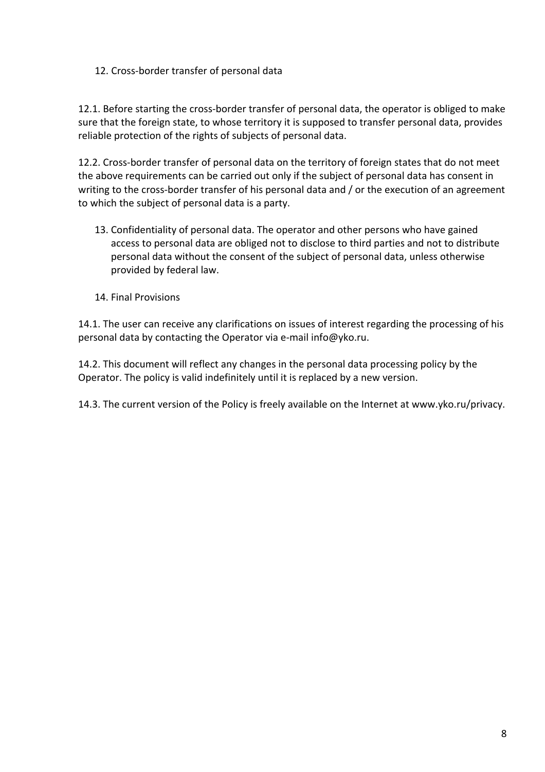## 12. Cross-border transfer of personal data

12.1. Before starting the cross-border transfer of personal data, the operator is obliged to make sure that the foreign state, to whose territory it is supposed to transfer personal data, provides reliable protection of the rights of subjects of personal data.

12.2. Cross-border transfer of personal data on the territory of foreign states that do not meet the above requirements can be carried out only if the subject of personal data has consent in writing to the cross-border transfer of his personal data and / or the execution of an agreement to which the subject of personal data is a party.

13. Confidentiality of personal data. The operator and other persons who have gained access to personal data are obliged not to disclose to third parties and not to distribute personal data without the consent of the subject of personal data, unless otherwise provided by federal law.

## 14. Final Provisions

14.1. The user can receive any clarifications on issues of interest regarding the processing of his personal data by contacting the Operator via e-mail info@yko.ru.

14.2. This document will reflect any changes in the personal data processing policy by the Operator. The policy is valid indefinitely until it is replaced by a new version.

14.3. The current version of the Policy is freely available on the Internet at www.yko.ru/privacy.